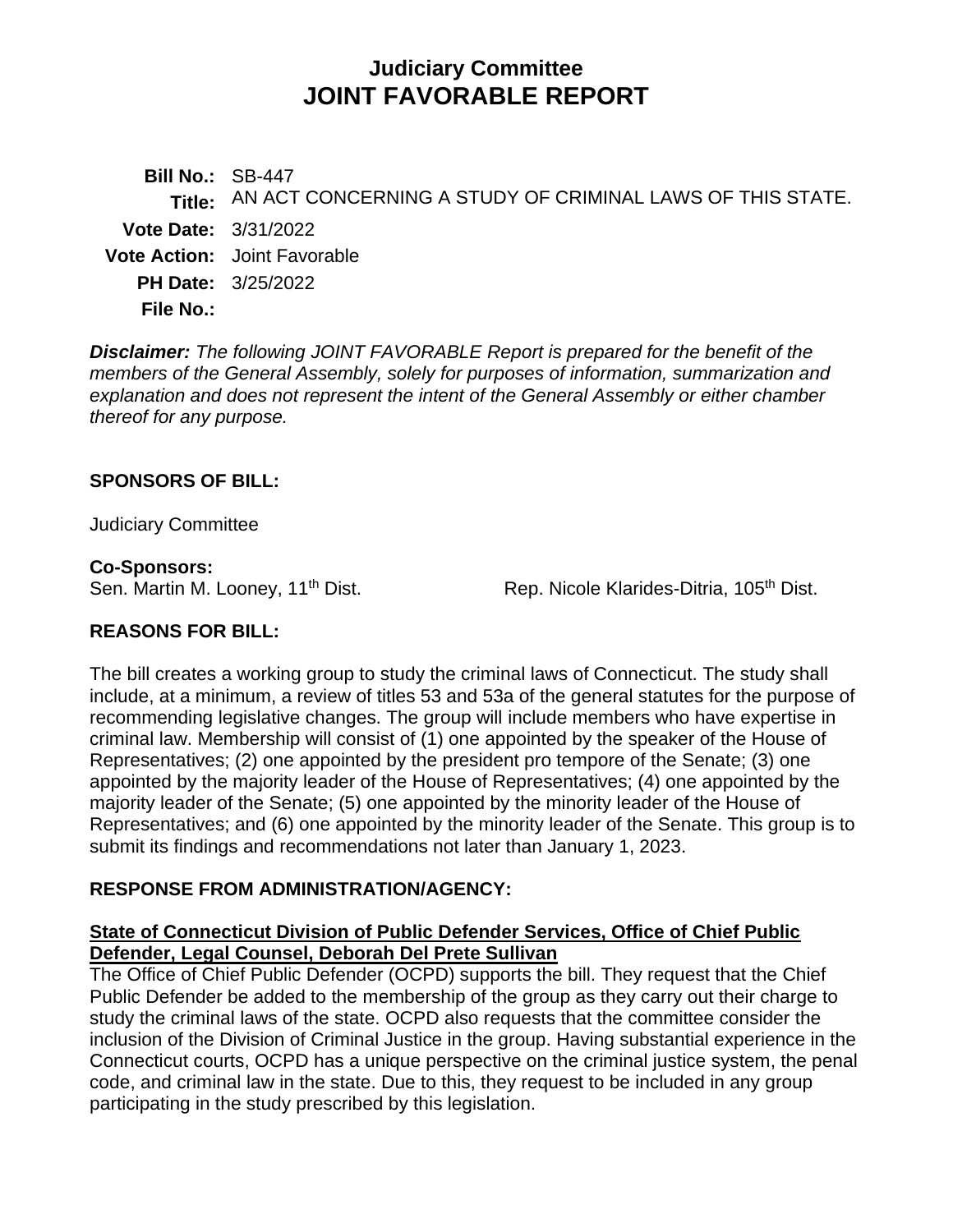# Judiciary Committee
# JOINT FAVORABLE REPORT

**Bill No.:** SB-447
**Title:** AN ACT CONCERNING A STUDY OF CRIMINAL LAWS OF THIS STATE.
**Vote Date:** 3/31/2022
**Vote Action:** Joint Favorable
**PH Date:** 3/25/2022
**File No.:**

***Disclaimer:*** *The following JOINT FAVORABLE Report is prepared for the benefit of the members of the General Assembly, solely for purposes of information, summarization and explanation and does not represent the intent of the General Assembly or either chamber thereof for any purpose.*

## SPONSORS OF BILL:

Judiciary Committee

**Co-Sponsors:**
Sen. Martin M. Looney, 11th Dist.
Rep. Nicole Klarides-Ditria, 105th Dist.

## REASONS FOR BILL:

The bill creates a working group to study the criminal laws of Connecticut. The study shall include, at a minimum, a review of titles 53 and 53a of the general statutes for the purpose of recommending legislative changes. The group will include members who have expertise in criminal law. Membership will consist of (1) one appointed by the speaker of the House of Representatives; (2) one appointed by the president pro tempore of the Senate; (3) one appointed by the majority leader of the House of Representatives; (4) one appointed by the majority leader of the Senate; (5) one appointed by the minority leader of the House of Representatives; and (6) one appointed by the minority leader of the Senate. This group is to submit its findings and recommendations not later than January 1, 2023.

## RESPONSE FROM ADMINISTRATION/AGENCY:

**State of Connecticut Division of Public Defender Services, Office of Chief Public Defender, Legal Counsel, Deborah Del Prete Sullivan**
The Office of Chief Public Defender (OCPD) supports the bill. They request that the Chief Public Defender be added to the membership of the group as they carry out their charge to study the criminal laws of the state. OCPD also requests that the committee consider the inclusion of the Division of Criminal Justice in the group. Having substantial experience in the Connecticut courts, OCPD has a unique perspective on the criminal justice system, the penal code, and criminal law in the state. Due to this, they request to be included in any group participating in the study prescribed by this legislation.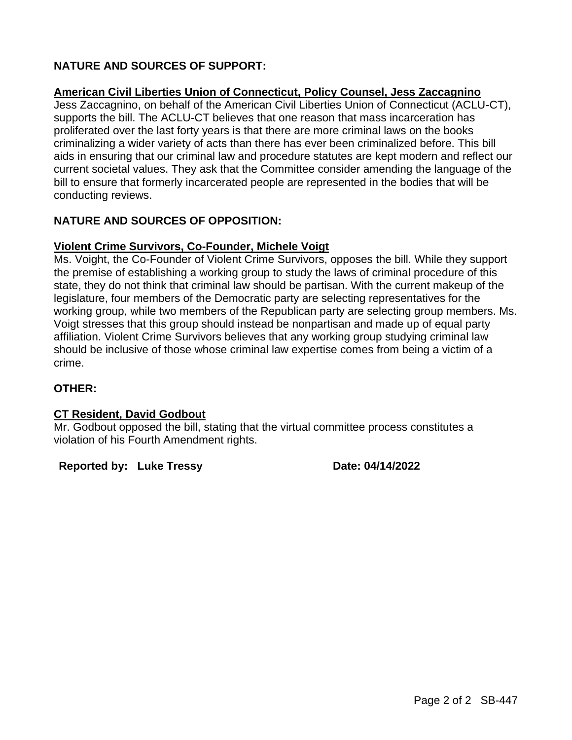## NATURE AND SOURCES OF SUPPORT:

**American Civil Liberties Union of Connecticut, Policy Counsel, Jess Zaccagnino**

Jess Zaccagnino, on behalf of the American Civil Liberties Union of Connecticut (ACLU-CT), supports the bill. The ACLU-CT believes that one reason that mass incarceration has proliferated over the last forty years is that there are more criminal laws on the books criminalizing a wider variety of acts than there has ever been criminalized before. This bill aids in ensuring that our criminal law and procedure statutes are kept modern and reflect our current societal values. They ask that the Committee consider amending the language of the bill to ensure that formerly incarcerated people are represented in the bodies that will be conducting reviews.

## NATURE AND SOURCES OF OPPOSITION:

**Violent Crime Survivors, Co-Founder, Michele Voigt**

Ms. Voight, the Co-Founder of Violent Crime Survivors, opposes the bill. While they support the premise of establishing a working group to study the laws of criminal procedure of this state, they do not think that criminal law should be partisan. With the current makeup of the legislature, four members of the Democratic party are selecting representatives for the working group, while two members of the Republican party are selecting group members. Ms. Voigt stresses that this group should instead be nonpartisan and made up of equal party affiliation. Violent Crime Survivors believes that any working group studying criminal law should be inclusive of those whose criminal law expertise comes from being a victim of a crime.

## OTHER:

**CT Resident, David Godbout**

Mr. Godbout opposed the bill, stating that the virtual committee process constitutes a violation of his Fourth Amendment rights.

**Reported by:** Luke Tressy **Date:** 04/14/2022